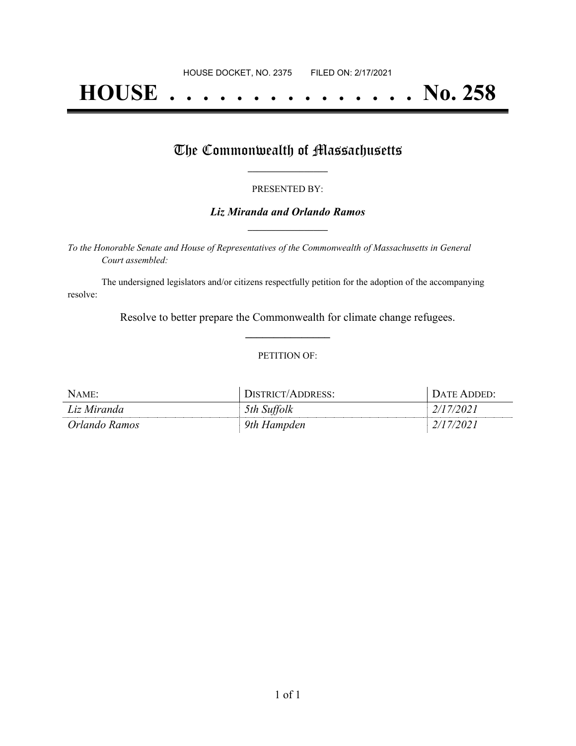HOUSE DOCKET, NO. 2375 FILED ON: 2/17/2021

# HOUSE . . . . . . . . . . . . . . . No. 258

## The Commonwealth of Massachusetts

PRESENTED BY:

***Liz Miranda and Orlando Ramos***

*To the Honorable Senate and House of Representatives of the Commonwealth of Massachusetts in General Court assembled:*

The undersigned legislators and/or citizens respectfully petition for the adoption of the accompanying resolve:

Resolve to better prepare the Commonwealth for climate change refugees.

PETITION OF:

| NAME: | DISTRICT/ADDRESS: | DATE ADDED: |
|---|---|---|
| *Liz Miranda* | *5th Suffolk* | *2/17/2021* |
| *Orlando Ramos* | *9th Hampden* | *2/17/2021* |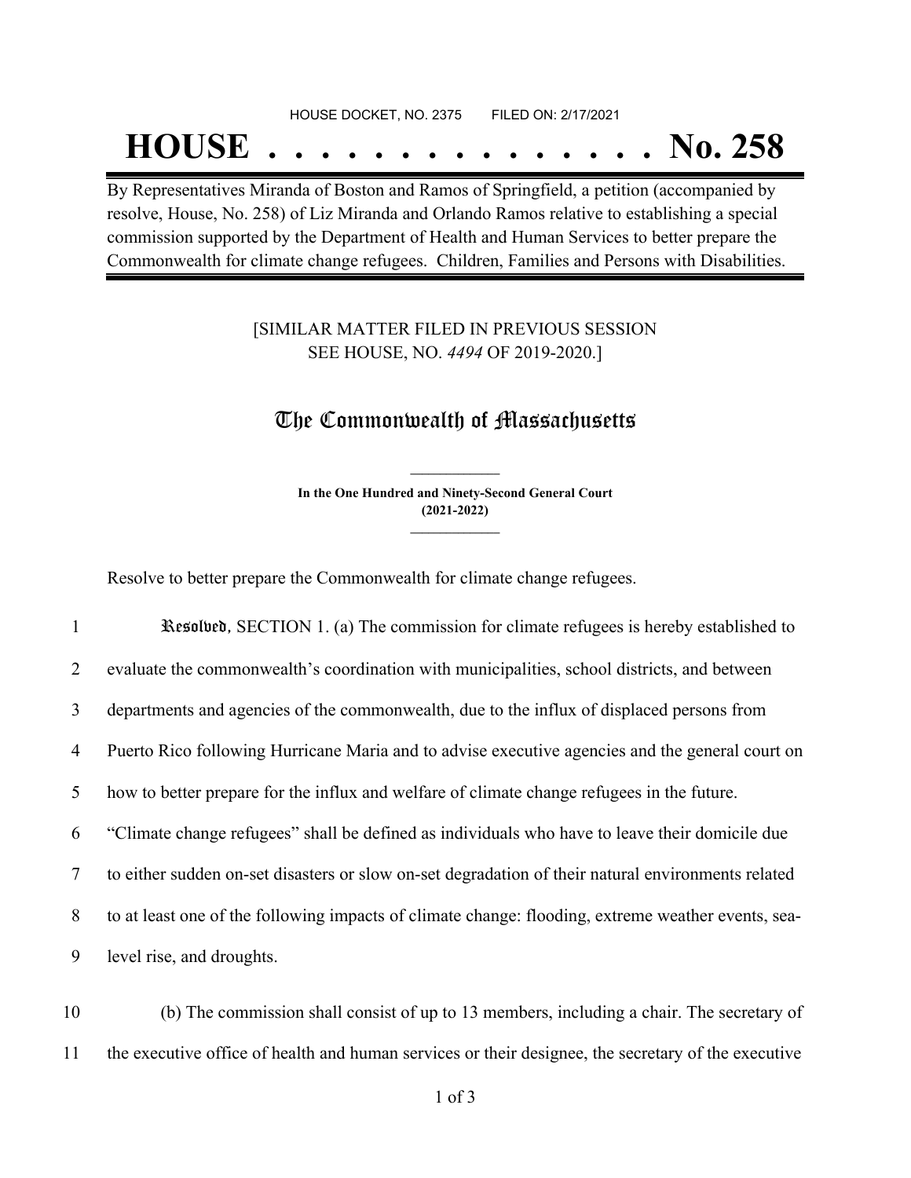HOUSE DOCKET, NO. 2375 FILED ON: 2/17/2021

# HOUSE . . . . . . . . . . . . . . . No. 258

By Representatives Miranda of Boston and Ramos of Springfield, a petition (accompanied by resolve, House, No. 258) of Liz Miranda and Orlando Ramos relative to establishing a special commission supported by the Department of Health and Human Services to better prepare the Commonwealth for climate change refugees. Children, Families and Persons with Disabilities.

[SIMILAR MATTER FILED IN PREVIOUS SESSION SEE HOUSE, NO. *4494* OF 2019-2020.]

## The Commonwealth of Massachusetts

**In the One Hundred and Ninety-Second General Court (2021-2022)**

Resolve to better prepare the Commonwealth for climate change refugees.

1 *Resolved*, SECTION 1. (a) The commission for climate refugees is hereby established to
2 evaluate the commonwealth's coordination with municipalities, school districts, and between
3 departments and agencies of the commonwealth, due to the influx of displaced persons from
4 Puerto Rico following Hurricane Maria and to advise executive agencies and the general court on
5 how to better prepare for the influx and welfare of climate change refugees in the future.
6 "Climate change refugees" shall be defined as individuals who have to leave their domicile due
7 to either sudden on-set disasters or slow on-set degradation of their natural environments related
8 to at least one of the following impacts of climate change: flooding, extreme weather events, sea-
9 level rise, and droughts.

10 (b) The commission shall consist of up to 13 members, including a chair. The secretary of
11 the executive office of health and human services or their designee, the secretary of the executive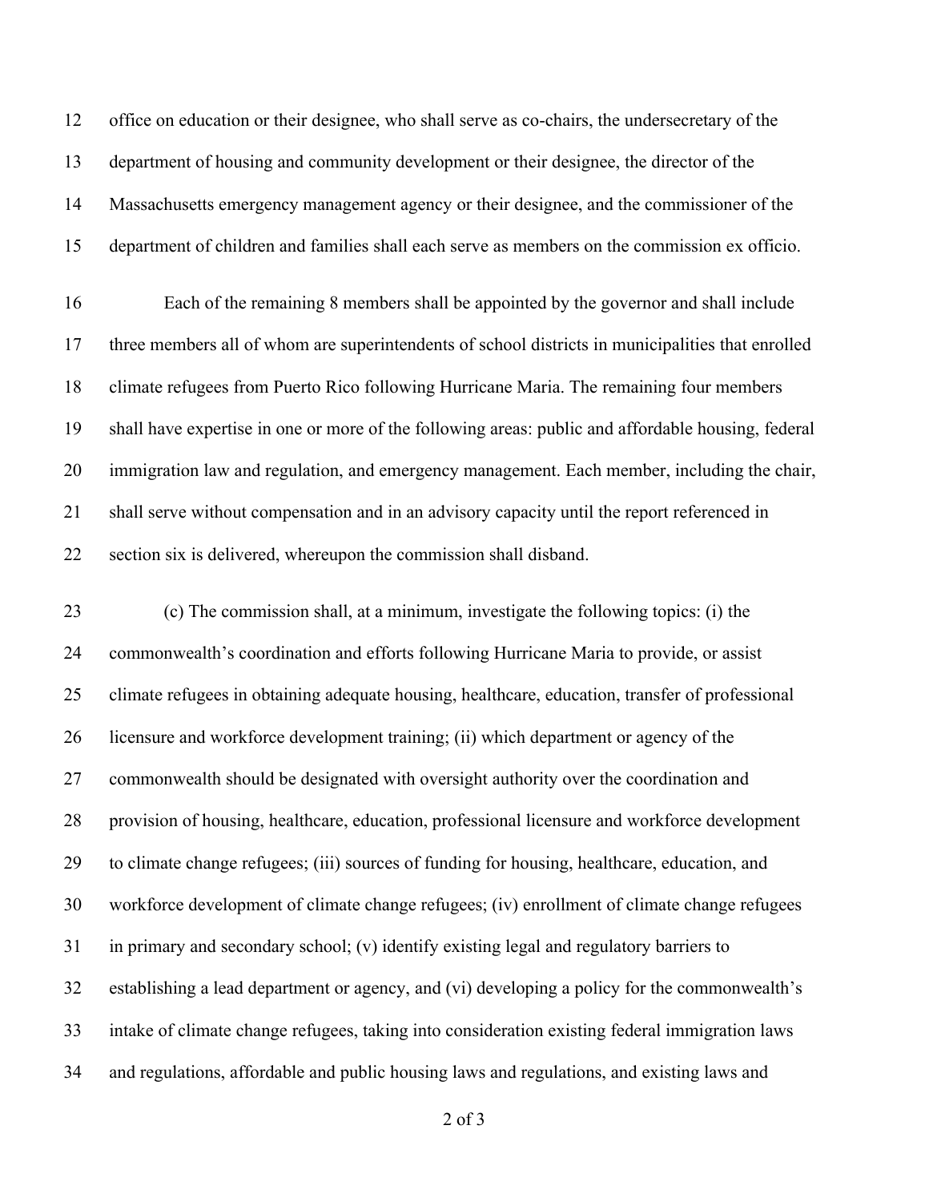office on education or their designee, who shall serve as co-chairs, the undersecretary of the department of housing and community development or their designee, the director of the Massachusetts emergency management agency or their designee, and the commissioner of the department of children and families shall each serve as members on the commission ex officio.

Each of the remaining 8 members shall be appointed by the governor and shall include three members all of whom are superintendents of school districts in municipalities that enrolled climate refugees from Puerto Rico following Hurricane Maria. The remaining four members shall have expertise in one or more of the following areas: public and affordable housing, federal immigration law and regulation, and emergency management. Each member, including the chair, shall serve without compensation and in an advisory capacity until the report referenced in section six is delivered, whereupon the commission shall disband.

(c) The commission shall, at a minimum, investigate the following topics: (i) the commonwealth's coordination and efforts following Hurricane Maria to provide, or assist climate refugees in obtaining adequate housing, healthcare, education, transfer of professional licensure and workforce development training; (ii) which department or agency of the commonwealth should be designated with oversight authority over the coordination and provision of housing, healthcare, education, professional licensure and workforce development to climate change refugees; (iii) sources of funding for housing, healthcare, education, and workforce development of climate change refugees; (iv) enrollment of climate change refugees in primary and secondary school; (v) identify existing legal and regulatory barriers to establishing a lead department or agency, and (vi) developing a policy for the commonwealth's intake of climate change refugees, taking into consideration existing federal immigration laws and regulations, affordable and public housing laws and regulations, and existing laws and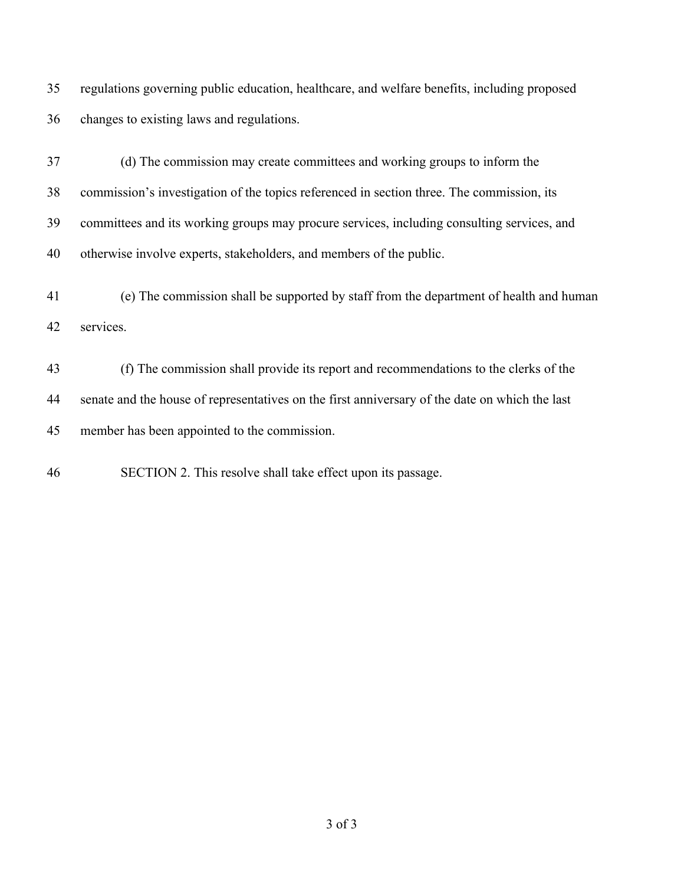regulations governing public education, healthcare, and welfare benefits, including proposed changes to existing laws and regulations.

(d) The commission may create committees and working groups to inform the commission's investigation of the topics referenced in section three. The commission, its committees and its working groups may procure services, including consulting services, and otherwise involve experts, stakeholders, and members of the public.

(e) The commission shall be supported by staff from the department of health and human services.

(f) The commission shall provide its report and recommendations to the clerks of the senate and the house of representatives on the first anniversary of the date on which the last member has been appointed to the commission.

SECTION 2. This resolve shall take effect upon its passage.